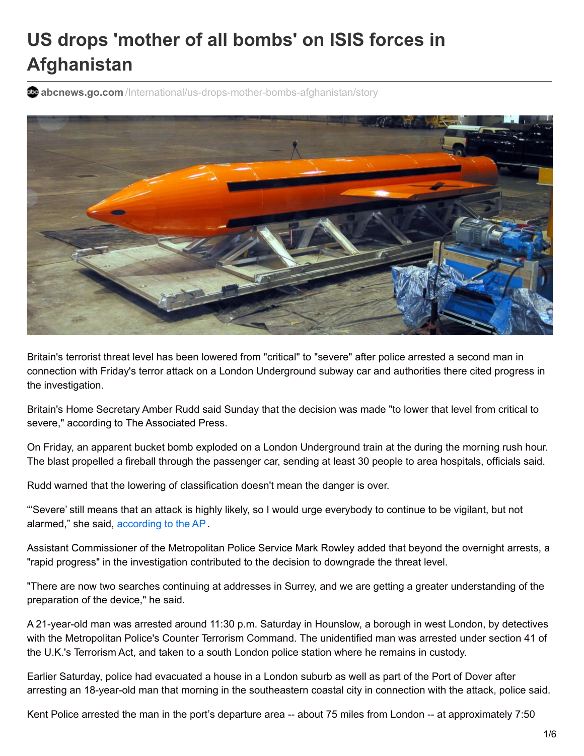# US drops 'mother of all bombs' on ISIS forces in Afghanistan

**abcnews.go.com**/International/us-drops-mother-bombs-afghanistan/story

Britain's terrorist threat level has been lowered from "critical" to "severe" after police arrested a second man in connection with Friday's terror attack on a London Underground subway car and authorities there cited progress in the investigation.

Britain's Home Secretary Amber Rudd said Sunday that the decision was made "to lower that level from critical to severe," according to The Associated Press.

On Friday, an apparent bucket bomb exploded on a London Underground train at the during the morning rush hour. The blast propelled a fireball through the passenger car, sending at least 30 people to area hospitals, officials said.

Rudd warned that the lowering of classification doesn't mean the danger is over.

"'Severe' still means that an attack is highly likely, so I would urge everybody to continue to be vigilant, but not alarmed," she said, according to the AP.

Assistant Commissioner of the Metropolitan Police Service Mark Rowley added that beyond the overnight arrests, a "rapid progress" in the investigation contributed to the decision to downgrade the threat level.

"There are now two searches continuing at addresses in Surrey, and we are getting a greater understanding of the preparation of the device," he said.

A 21-year-old man was arrested around 11:30 p.m. Saturday in Hounslow, a borough in west London, by detectives with the Metropolitan Police's Counter Terrorism Command. The unidentified man was arrested under section 41 of the U.K.'s Terrorism Act, and taken to a south London police station where he remains in custody.

Earlier Saturday, police had evacuated a house in a London suburb as well as part of the Port of Dover after arresting an 18-year-old man that morning in the southeastern coastal city in connection with the attack, police said.

Kent Police arrested the man in the port's departure area -- about 75 miles from London -- at approximately 7:50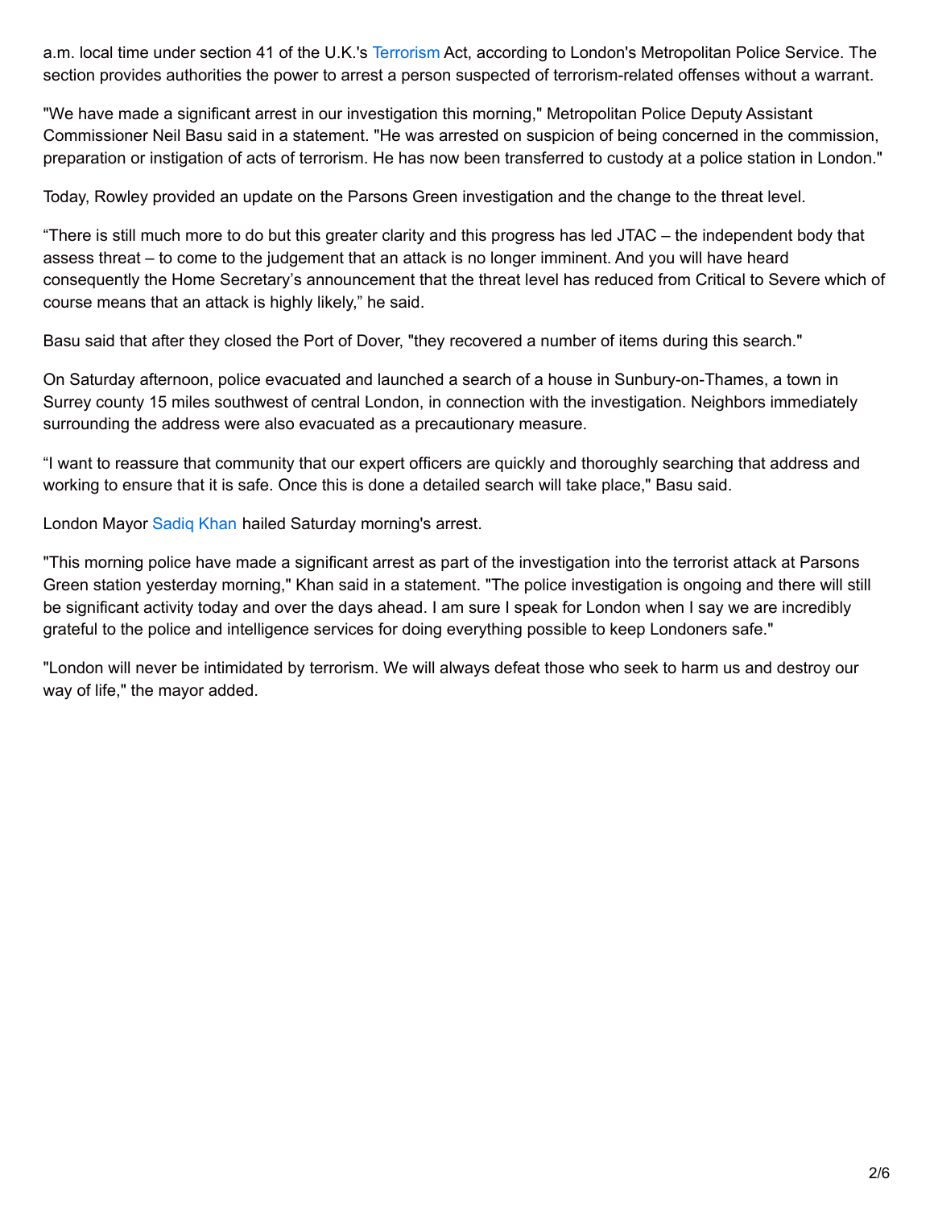a.m. local time under section 41 of the U.K.'s Terrorism Act, according to London's Metropolitan Police Service. The section provides authorities the power to arrest a person suspected of terrorism-related offenses without a warrant.

"We have made a significant arrest in our investigation this morning," Metropolitan Police Deputy Assistant Commissioner Neil Basu said in a statement. "He was arrested on suspicion of being concerned in the commission, preparation or instigation of acts of terrorism. He has now been transferred to custody at a police station in London."

Today, Rowley provided an update on the Parsons Green investigation and the change to the threat level.

“There is still much more to do but this greater clarity and this progress has led JTAC – the independent body that assess threat – to come to the judgement that an attack is no longer imminent. And you will have heard consequently the Home Secretary’s announcement that the threat level has reduced from Critical to Severe which of course means that an attack is highly likely,” he said.

Basu said that after they closed the Port of Dover, "they recovered a number of items during this search."

On Saturday afternoon, police evacuated and launched a search of a house in Sunbury-on-Thames, a town in Surrey county 15 miles southwest of central London, in connection with the investigation. Neighbors immediately surrounding the address were also evacuated as a precautionary measure.

“I want to reassure that community that our expert officers are quickly and thoroughly searching that address and working to ensure that it is safe. Once this is done a detailed search will take place," Basu said.

London Mayor Sadiq Khan hailed Saturday morning's arrest.

"This morning police have made a significant arrest as part of the investigation into the terrorist attack at Parsons Green station yesterday morning," Khan said in a statement. "The police investigation is ongoing and there will still be significant activity today and over the days ahead. I am sure I speak for London when I say we are incredibly grateful to the police and intelligence services for doing everything possible to keep Londoners safe."

"London will never be intimidated by terrorism. We will always defeat those who seek to harm us and destroy our way of life," the mayor added.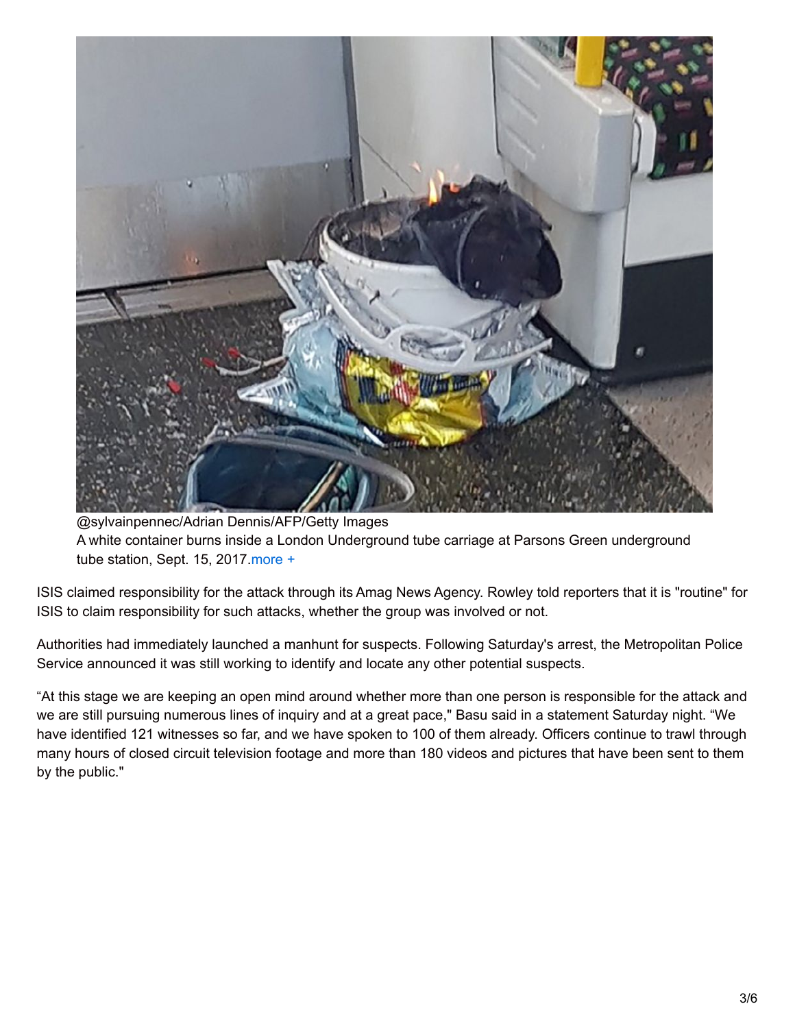@sylvainpennec/Adrian Dennis/AFP/Getty Images
A white container burns inside a London Underground tube carriage at Parsons Green underground tube station, Sept. 15, 2017.more +

ISIS claimed responsibility for the attack through its Amag News Agency. Rowley told reporters that it is "routine" for ISIS to claim responsibility for such attacks, whether the group was involved or not.

Authorities had immediately launched a manhunt for suspects. Following Saturday's arrest, the Metropolitan Police Service announced it was still working to identify and locate any other potential suspects.

“At this stage we are keeping an open mind around whether more than one person is responsible for the attack and we are still pursuing numerous lines of inquiry and at a great pace," Basu said in a statement Saturday night. “We have identified 121 witnesses so far, and we have spoken to 100 of them already. Officers continue to trawl through many hours of closed circuit television footage and more than 180 videos and pictures that have been sent to them by the public."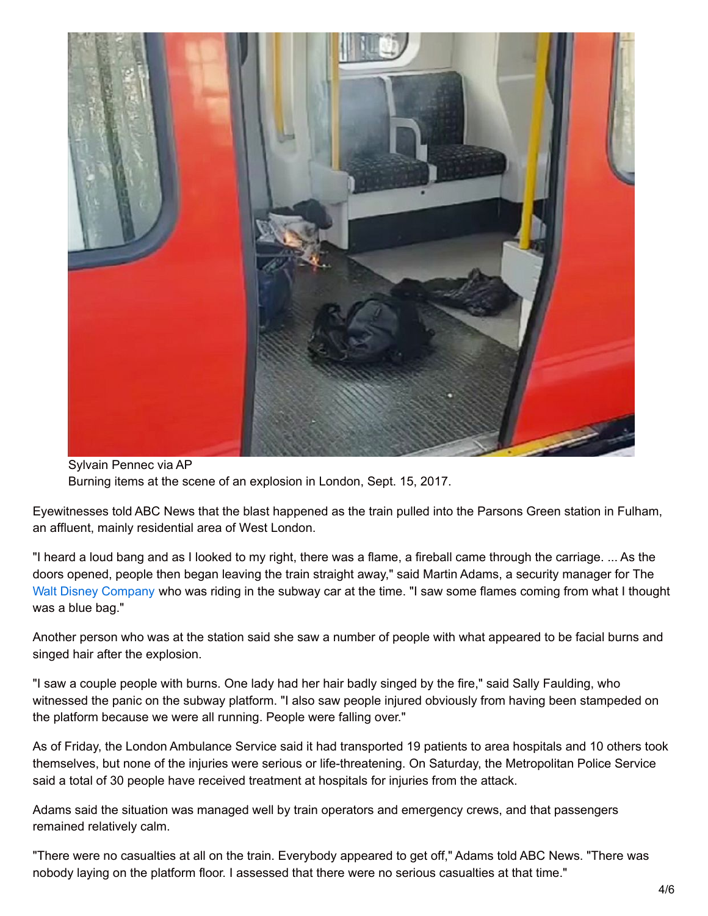Sylvain Pennec via AP
Burning items at the scene of an explosion in London, Sept. 15, 2017.

Eyewitnesses told ABC News that the blast happened as the train pulled into the Parsons Green station in Fulham, an affluent, mainly residential area of West London.

"I heard a loud bang and as I looked to my right, there was a flame, a fireball came through the carriage. ... As the doors opened, people then began leaving the train straight away," said Martin Adams, a security manager for The Walt Disney Company who was riding in the subway car at the time. "I saw some flames coming from what I thought was a blue bag."

Another person who was at the station said she saw a number of people with what appeared to be facial burns and singed hair after the explosion.

"I saw a couple people with burns. One lady had her hair badly singed by the fire," said Sally Faulding, who witnessed the panic on the subway platform. "I also saw people injured obviously from having been stampeded on the platform because we were all running. People were falling over."

As of Friday, the London Ambulance Service said it had transported 19 patients to area hospitals and 10 others took themselves, but none of the injuries were serious or life-threatening. On Saturday, the Metropolitan Police Service said a total of 30 people have received treatment at hospitals for injuries from the attack.

Adams said the situation was managed well by train operators and emergency crews, and that passengers remained relatively calm.

"There were no casualties at all on the train. Everybody appeared to get off," Adams told ABC News. "There was nobody laying on the platform floor. I assessed that there were no serious casualties at that time."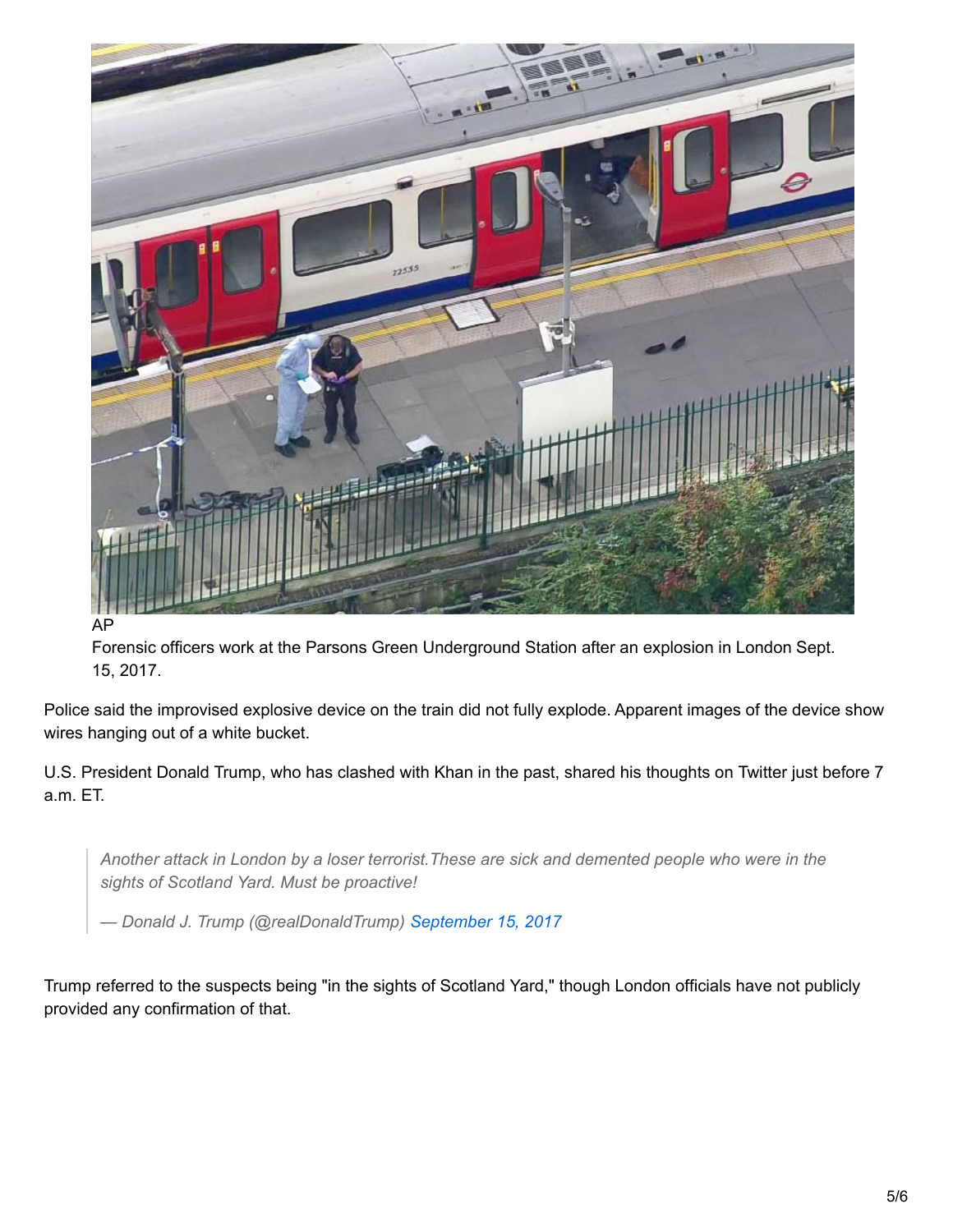AP

Forensic officers work at the Parsons Green Underground Station after an explosion in London Sept. 15, 2017.

Police said the improvised explosive device on the train did not fully explode. Apparent images of the device show wires hanging out of a white bucket.

U.S. President Donald Trump, who has clashed with Khan in the past, shared his thoughts on Twitter just before 7 a.m. ET.

> *Another attack in London by a loser terrorist.These are sick and demented people who were in the sights of Scotland Yard. Must be proactive!*
>
> *— Donald J. Trump (@realDonaldTrump)* September 15, 2017

Trump referred to the suspects being "in the sights of Scotland Yard," though London officials have not publicly provided any confirmation of that.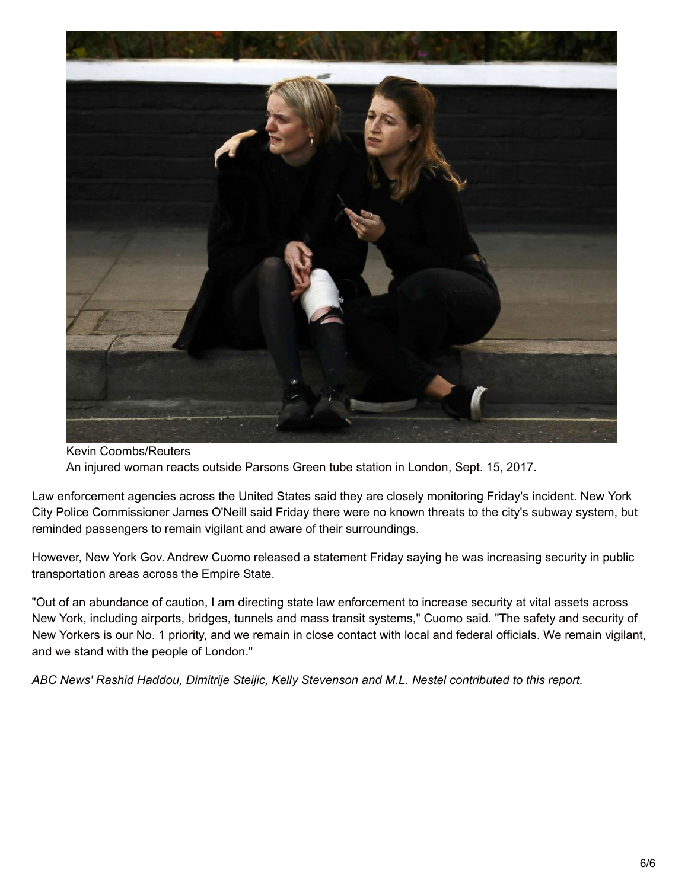Kevin Coombs/Reuters
An injured woman reacts outside Parsons Green tube station in London, Sept. 15, 2017.

Law enforcement agencies across the United States said they are closely monitoring Friday's incident. New York City Police Commissioner James O'Neill said Friday there were no known threats to the city's subway system, but reminded passengers to remain vigilant and aware of their surroundings.

However, New York Gov. Andrew Cuomo released a statement Friday saying he was increasing security in public transportation areas across the Empire State.

"Out of an abundance of caution, I am directing state law enforcement to increase security at vital assets across New York, including airports, bridges, tunnels and mass transit systems," Cuomo said. "The safety and security of New Yorkers is our No. 1 priority, and we remain in close contact with local and federal officials. We remain vigilant, and we stand with the people of London."

*ABC News' Rashid Haddou, Dimitrije Steijic, Kelly Stevenson and M.L. Nestel contributed to this report.*